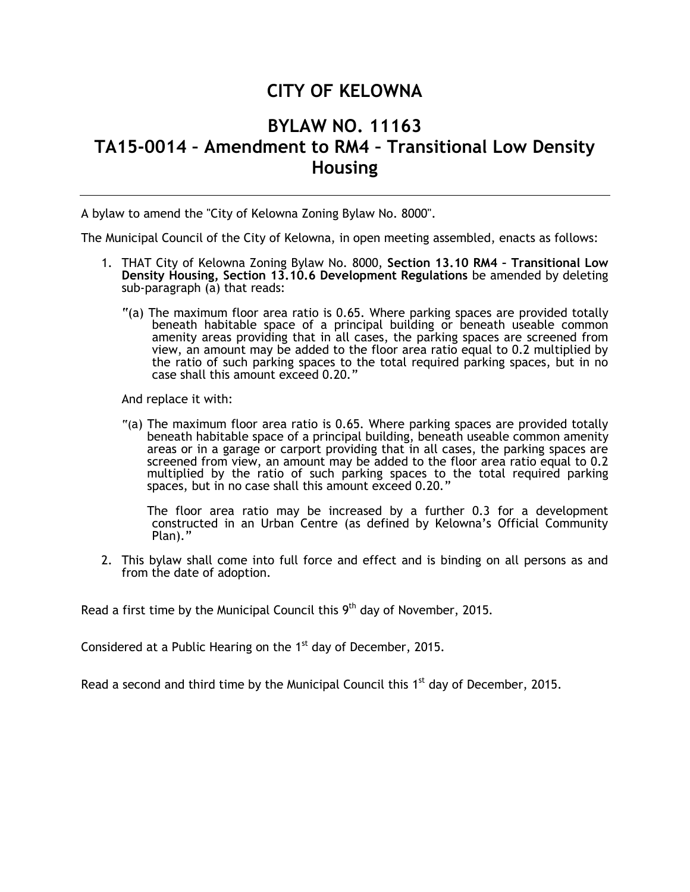# CITY OF KELOWNA

# BYLAW NO. 11163
# TA15-0014 – Amendment to RM4 – Transitional Low Density Housing

---

A bylaw to amend the "City of Kelowna Zoning Bylaw No. 8000".

The Municipal Council of the City of Kelowna, in open meeting assembled, enacts as follows:

1. THAT City of Kelowna Zoning Bylaw No. 8000, **Section 13.10 RM4 – Transitional Low Density Housing, Section 13.10.6 Development Regulations** be amended by deleting sub-paragraph (a) that reads:

   "(a) The maximum floor area ratio is 0.65. Where parking spaces are provided totally beneath habitable space of a principal building or beneath useable common amenity areas providing that in all cases, the parking spaces are screened from view, an amount may be added to the floor area ratio equal to 0.2 multiplied by the ratio of such parking spaces to the total required parking spaces, but in no case shall this amount exceed 0.20."

   And replace it with:

   "(a) The maximum floor area ratio is 0.65. Where parking spaces are provided totally beneath habitable space of a principal building, beneath useable common amenity areas or in a garage or carport providing that in all cases, the parking spaces are screened from view, an amount may be added to the floor area ratio equal to 0.2 multiplied by the ratio of such parking spaces to the total required parking spaces, but in no case shall this amount exceed 0.20."

   The floor area ratio may be increased by a further 0.3 for a development constructed in an Urban Centre (as defined by Kelowna's Official Community Plan)."

2. This bylaw shall come into full force and effect and is binding on all persons as and from the date of adoption.

Read a first time by the Municipal Council this 9th day of November, 2015.

Considered at a Public Hearing on the 1st day of December, 2015.

Read a second and third time by the Municipal Council this 1st day of December, 2015.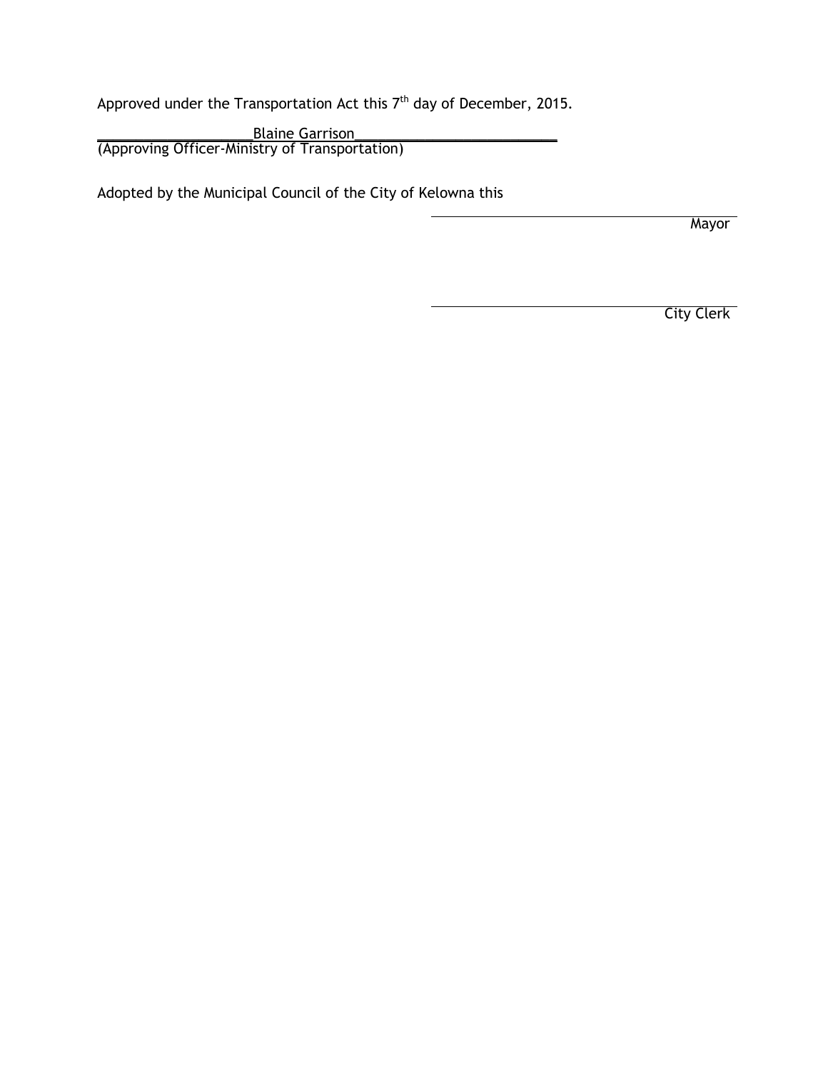Approved under the Transportation Act this 7th day of December, 2015.

___________________Blaine Garrison__________________________
(Approving Officer-Ministry of Transportation)

Adopted by the Municipal Council of the City of Kelowna this

_______________________________
Mayor

_______________________________
City Clerk